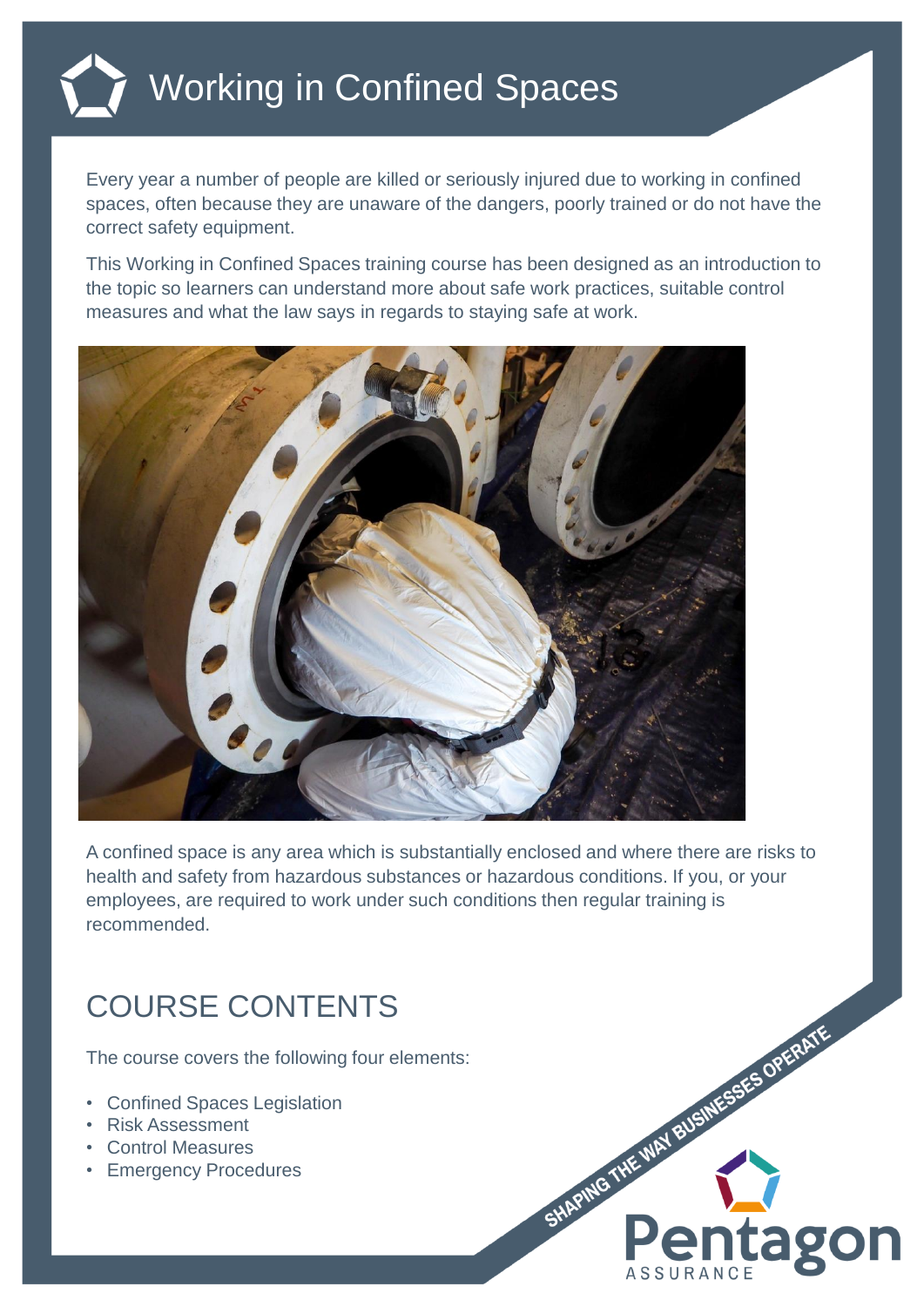# Working in Confined Spaces

Every year a number of people are killed or seriously injured due to working in confined spaces, often because they are unaware of the dangers, poorly trained or do not have the correct safety equipment.

This Working in Confined Spaces training course has been designed as an introduction to the topic so learners can understand more about safe work practices, suitable control measures and what the law says in regards to staying safe at work.

A confined space is any area which is substantially enclosed and where there are risks to health and safety from hazardous substances or hazardous conditions. If you, or your employees, are required to work under such conditions then regular training is recommended.

## COURSE CONTENTS

The course covers the following four elements:

- Confined Spaces Legislation
- Risk Assessment
- Control Measures
- Emergency Procedures

SHAPING THE WAY BUSINESSES OPERATE

Pentagon ASSURANCE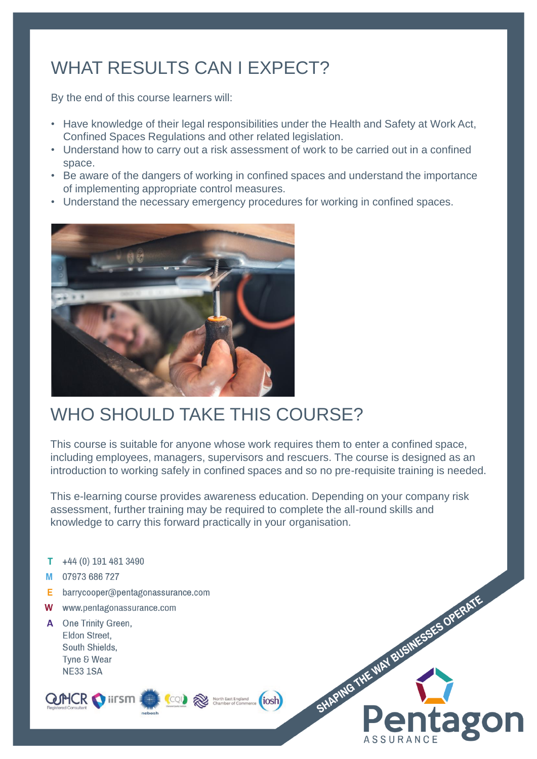## WHAT RESULTS CAN I EXPECT?

By the end of this course learners will:

- Have knowledge of their legal responsibilities under the Health and Safety at Work Act, Confined Spaces Regulations and other related legislation.
- Understand how to carry out a risk assessment of work to be carried out in a confined space.
- Be aware of the dangers of working in confined spaces and understand the importance of implementing appropriate control measures.
- Understand the necessary emergency procedures for working in confined spaces.

## WHO SHOULD TAKE THIS COURSE?

This course is suitable for anyone whose work requires them to enter a confined space, including employees, managers, supervisors and rescuers. The course is designed as an introduction to working safely in confined spaces and so no pre-requisite training is needed.

This e-learning course provides awareness education. Depending on your company risk assessment, further training may be required to complete the all-round skills and knowledge to carry this forward practically in your organisation.

**T** +44 (0) 191 481 3490
**M** 07973 686 727
**E** barrycooper@pentagonassurance.com
**W** www.pentagonassurance.com
**A** One Trinity Green,
Eldon Street,
South Shields,
Tyne & Wear
NE33 1SA

SHAPING THE WAY BUSINESSES OPERATE

Pentagon ASSURANCE